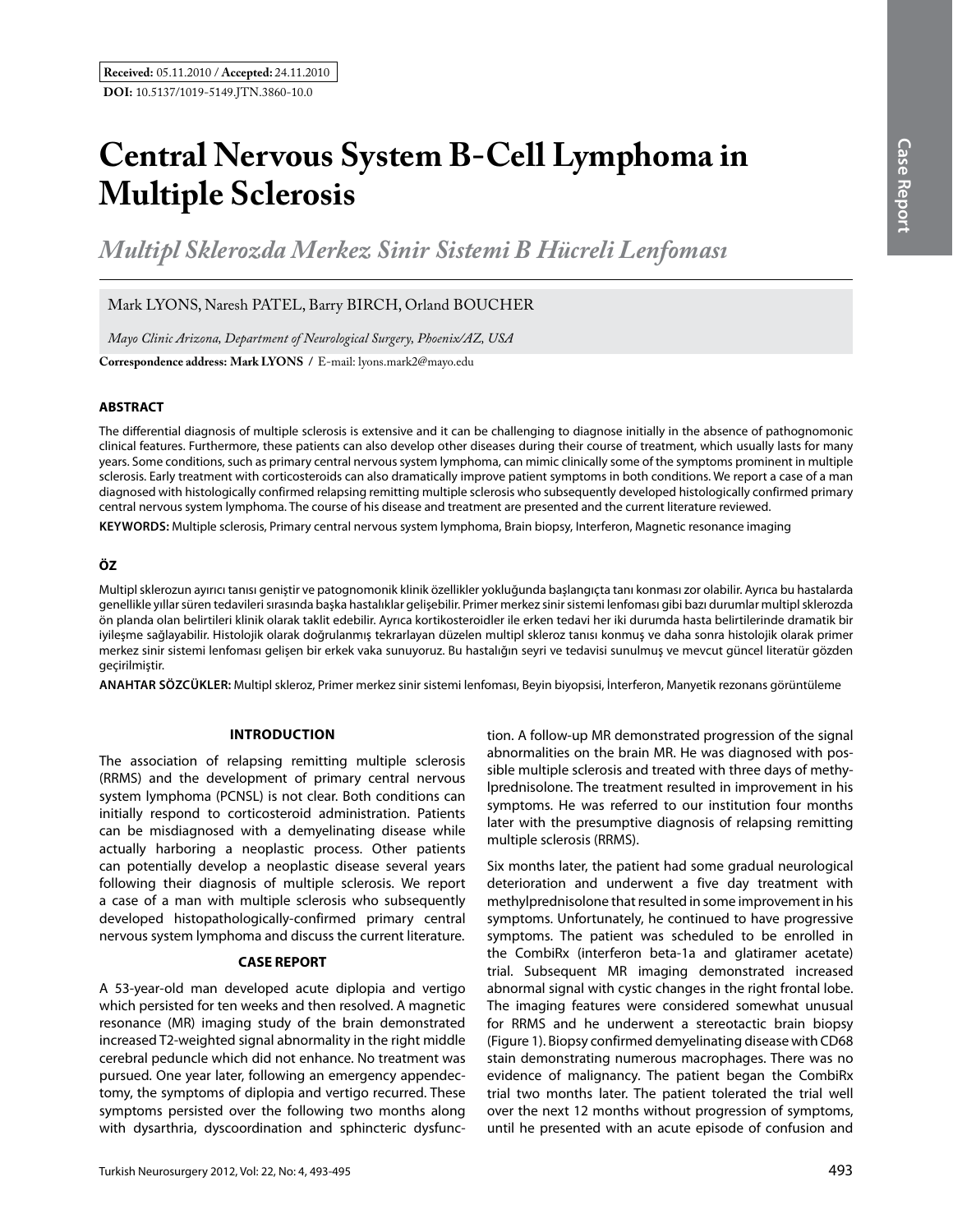**Received:** 05.11.2010 / **Accepted:** 24.11.2010

**DOI:** 10.5137/1019-5149.JTN.3860-10.0

# Central Nervous System B-Cell Lymphoma in Multiple Sclerosis

## *Multipl Sklerozda Merkez Sinir Sistemi B Hücreli Lenfoması*

Mark LYONS, Naresh PATEL, Barry BIRCH, Orland BOUCHER

*Mayo Clinic Arizona, Department of Neurological Surgery, Phoenix/AZ, USA*

**Correspondence address: Mark LYONS /** E-mail: lyons.mark2@mayo.edu

### ABSTRACT

The differential diagnosis of multiple sclerosis is extensive and it can be challenging to diagnose initially in the absence of pathognomonic clinical features. Furthermore, these patients can also develop other diseases during their course of treatment, which usually lasts for many years. Some conditions, such as primary central nervous system lymphoma, can mimic clinically some of the symptoms prominent in multiple sclerosis. Early treatment with corticosteroids can also dramatically improve patient symptoms in both conditions. We report a case of a man diagnosed with histologically confirmed relapsing remitting multiple sclerosis who subsequently developed histologically confirmed primary central nervous system lymphoma. The course of his disease and treatment are presented and the current literature reviewed.

**KEYWORDS:** Multiple sclerosis, Primary central nervous system lymphoma, Brain biopsy, Interferon, Magnetic resonance imaging

### ÖZ

Multipl sklerozun ayırıcı tanısı geniştir ve patognomonik klinik özellikler yokluğunda başlangıçta tanı konması zor olabilir. Ayrıca bu hastalarda genellikle yıllar süren tedavileri sırasında başka hastalıklar gelişebilir. Primer merkez sinir sistemi lenfoması gibi bazı durumlar multipl sklerozda ön planda olan belirtileri klinik olarak taklit edebilir. Ayrıca kortikosteroidler ile erken tedavi her iki durumda hasta belirtilerinde dramatik bir iyileşme sağlayabilir. Histolojik olarak doğrulanmış tekrarlayan düzelen multipl skleroz tanısı konmuş ve daha sonra histolojik olarak primer merkez sinir sistemi lenfoması gelişen bir erkek vaka sunuyoruz. Bu hastalığın seyri ve tedavisi sunulmuş ve mevcut güncel literatür gözden geçirilmiştir.

**ANAHTAR SÖZCÜKLER:** Multipl skleroz, Primer merkez sinir sistemi lenfoması, Beyin biyopsisi, İnterferon, Manyetik rezonans görüntüleme

### INTRODUCTION

The association of relapsing remitting multiple sclerosis (RRMS) and the development of primary central nervous system lymphoma (PCNSL) is not clear. Both conditions can initially respond to corticosteroid administration. Patients can be misdiagnosed with a demyelinating disease while actually harboring a neoplastic process. Other patients can potentially develop a neoplastic disease several years following their diagnosis of multiple sclerosis. We report a case of a man with multiple sclerosis who subsequently developed histopathologically-confirmed primary central nervous system lymphoma and discuss the current literature.

### CASE REPORT

A 53-year-old man developed acute diplopia and vertigo which persisted for ten weeks and then resolved. A magnetic resonance (MR) imaging study of the brain demonstrated increased T2-weighted signal abnormality in the right middle cerebral peduncle which did not enhance. No treatment was pursued. One year later, following an emergency appendectomy, the symptoms of diplopia and vertigo recurred. These symptoms persisted over the following two months along with dysarthria, dyscoordination and sphincteric dysfunction. A follow-up MR demonstrated progression of the signal abnormalities on the brain MR. He was diagnosed with possible multiple sclerosis and treated with three days of methylprednisolone. The treatment resulted in improvement in his symptoms. He was referred to our institution four months later with the presumptive diagnosis of relapsing remitting multiple sclerosis (RRMS).

Six months later, the patient had some gradual neurological deterioration and underwent a five day treatment with methylprednisolone that resulted in some improvement in his symptoms. Unfortunately, he continued to have progressive symptoms. The patient was scheduled to be enrolled in the CombiRx (interferon beta-1a and glatiramer acetate) trial. Subsequent MR imaging demonstrated increased abnormal signal with cystic changes in the right frontal lobe. The imaging features were considered somewhat unusual for RRMS and he underwent a stereotactic brain biopsy (Figure 1). Biopsy confirmed demyelinating disease with CD68 stain demonstrating numerous macrophages. There was no evidence of malignancy. The patient began the CombiRx trial two months later. The patient tolerated the trial well over the next 12 months without progression of symptoms, until he presented with an acute episode of confusion and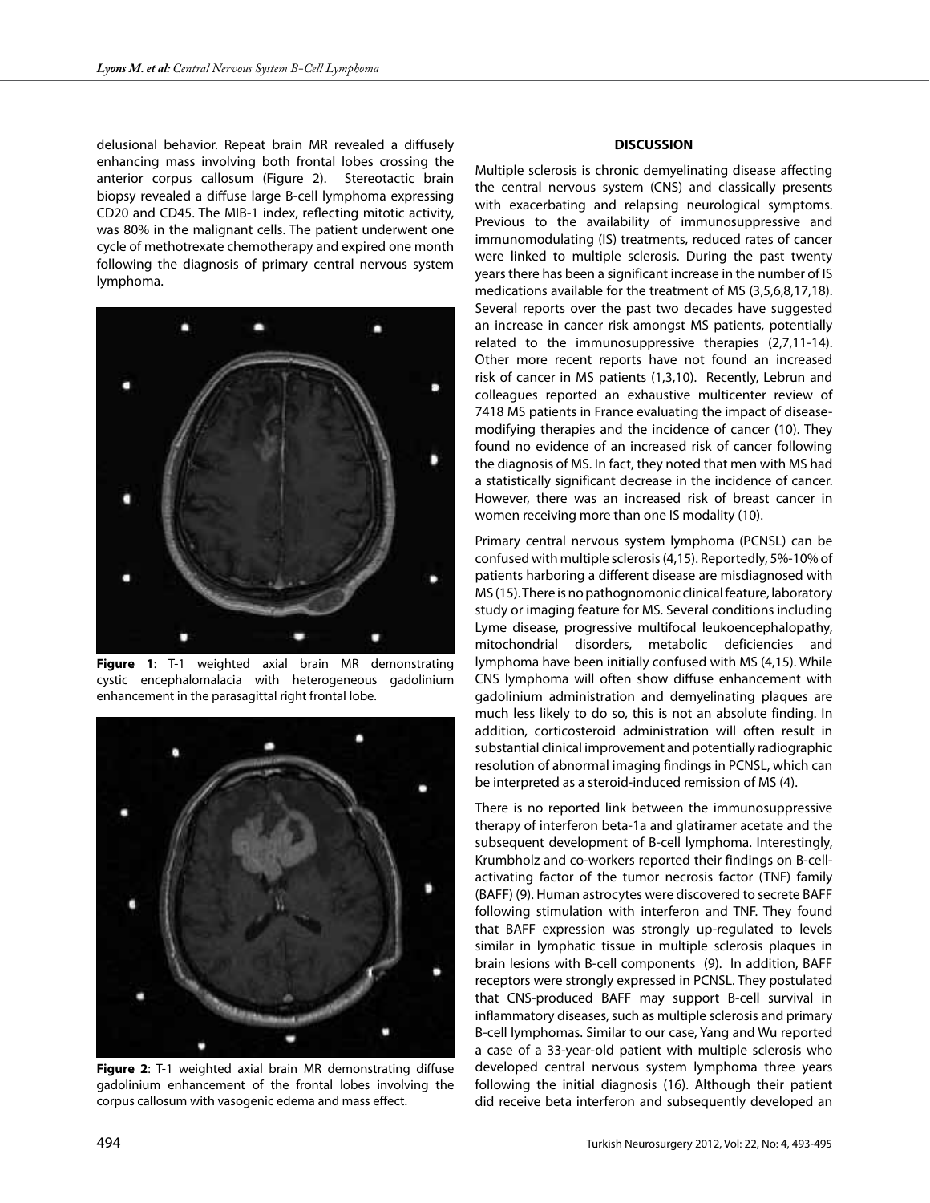delusional behavior. Repeat brain MR revealed a diffusely enhancing mass involving both frontal lobes crossing the anterior corpus callosum (Figure 2). Stereotactic brain biopsy revealed a diffuse large B-cell lymphoma expressing CD20 and CD45. The MIB-1 index, reflecting mitotic activity, was 80% in the malignant cells. The patient underwent one cycle of methotrexate chemotherapy and expired one month following the diagnosis of primary central nervous system lymphoma.

**Figure 1**: T-1 weighted axial brain MR demonstrating cystic encephalomalacia with heterogeneous gadolinium enhancement in the parasagittal right frontal lobe.

**Figure 2**: T-1 weighted axial brain MR demonstrating diffuse gadolinium enhancement of the frontal lobes involving the corpus callosum with vasogenic edema and mass effect.

## DISCUSSION

Multiple sclerosis is chronic demyelinating disease affecting the central nervous system (CNS) and classically presents with exacerbating and relapsing neurological symptoms. Previous to the availability of immunosuppressive and immunomodulating (IS) treatments, reduced rates of cancer were linked to multiple sclerosis. During the past twenty years there has been a significant increase in the number of IS medications available for the treatment of MS (3,5,6,8,17,18). Several reports over the past two decades have suggested an increase in cancer risk amongst MS patients, potentially related to the immunosuppressive therapies (2,7,11-14). Other more recent reports have not found an increased risk of cancer in MS patients (1,3,10). Recently, Lebrun and colleagues reported an exhaustive multicenter review of 7418 MS patients in France evaluating the impact of disease-modifying therapies and the incidence of cancer (10). They found no evidence of an increased risk of cancer following the diagnosis of MS. In fact, they noted that men with MS had a statistically significant decrease in the incidence of cancer. However, there was an increased risk of breast cancer in women receiving more than one IS modality (10).

Primary central nervous system lymphoma (PCNSL) can be confused with multiple sclerosis (4,15). Reportedly, 5%-10% of patients harboring a different disease are misdiagnosed with MS (15). There is no pathognomonic clinical feature, laboratory study or imaging feature for MS. Several conditions including Lyme disease, progressive multifocal leukoencephalopathy, mitochondrial disorders, metabolic deficiencies and lymphoma have been initially confused with MS (4,15). While CNS lymphoma will often show diffuse enhancement with gadolinium administration and demyelinating plaques are much less likely to do so, this is not an absolute finding. In addition, corticosteroid administration will often result in substantial clinical improvement and potentially radiographic resolution of abnormal imaging findings in PCNSL, which can be interpreted as a steroid-induced remission of MS (4).

There is no reported link between the immunosuppressive therapy of interferon beta-1a and glatiramer acetate and the subsequent development of B-cell lymphoma. Interestingly, Krumbholz and co-workers reported their findings on B-cell-activating factor of the tumor necrosis factor (TNF) family (BAFF) (9). Human astrocytes were discovered to secrete BAFF following stimulation with interferon and TNF. They found that BAFF expression was strongly up-regulated to levels similar in lymphatic tissue in multiple sclerosis plaques in brain lesions with B-cell components (9). In addition, BAFF receptors were strongly expressed in PCNSL. They postulated that CNS-produced BAFF may support B-cell survival in inflammatory diseases, such as multiple sclerosis and primary B-cell lymphomas. Similar to our case, Yang and Wu reported a case of a 33-year-old patient with multiple sclerosis who developed central nervous system lymphoma three years following the initial diagnosis (16). Although their patient did receive beta interferon and subsequently developed an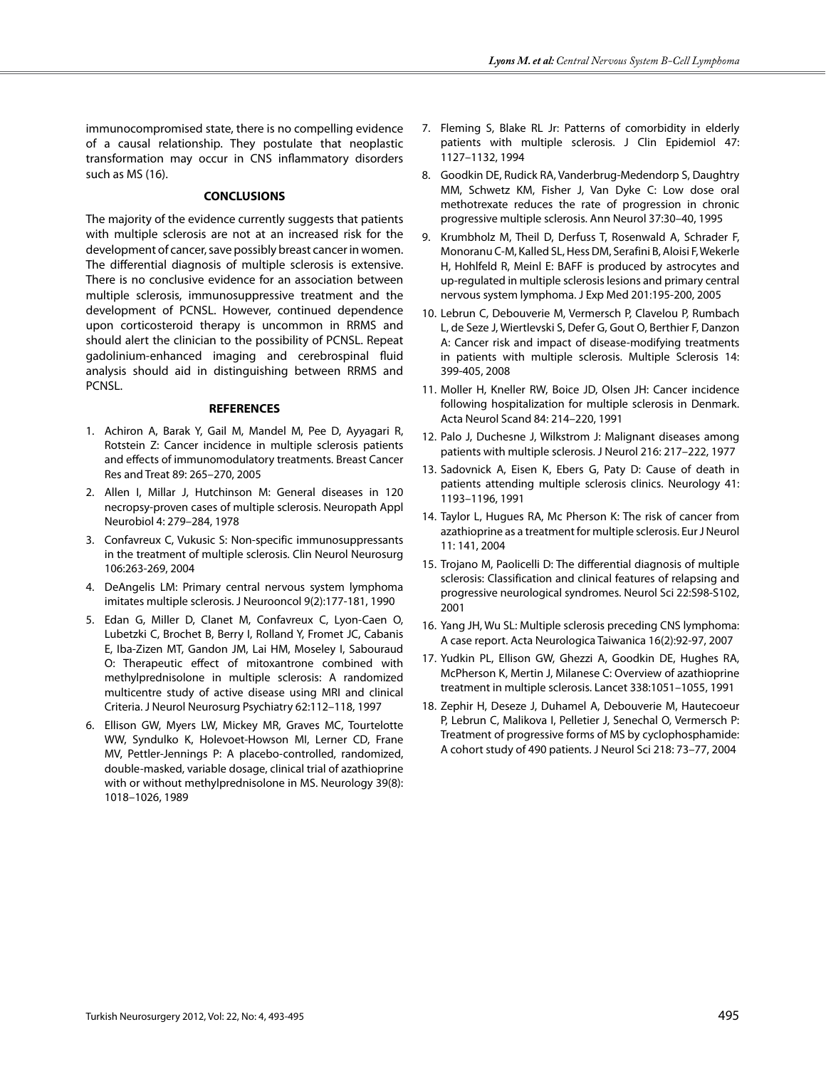immunocompromised state, there is no compelling evidence of a causal relationship. They postulate that neoplastic transformation may occur in CNS inflammatory disorders such as MS (16).

## CONCLUSIONS

The majority of the evidence currently suggests that patients with multiple sclerosis are not at an increased risk for the development of cancer, save possibly breast cancer in women. The differential diagnosis of multiple sclerosis is extensive. There is no conclusive evidence for an association between multiple sclerosis, immunosuppressive treatment and the development of PCNSL. However, continued dependence upon corticosteroid therapy is uncommon in RRMS and should alert the clinician to the possibility of PCNSL. Repeat gadolinium-enhanced imaging and cerebrospinal fluid analysis should aid in distinguishing between RRMS and PCNSL.

## REFERENCES

1. Achiron A, Barak Y, Gail M, Mandel M, Pee D, Ayyagari R, Rotstein Z: Cancer incidence in multiple sclerosis patients and effects of immunomodulatory treatments. Breast Cancer Res and Treat 89: 265–270, 2005
2. Allen I, Millar J, Hutchinson M: General diseases in 120 necropsy-proven cases of multiple sclerosis. Neuropath Appl Neurobiol 4: 279–284, 1978
3. Confavreux C, Vukusic S: Non-specific immunosuppressants in the treatment of multiple sclerosis. Clin Neurol Neurosurg 106:263-269, 2004
4. DeAngelis LM: Primary central nervous system lymphoma imitates multiple sclerosis. J Neurooncol 9(2):177-181, 1990
5. Edan G, Miller D, Clanet M, Confavreux C, Lyon-Caen O, Lubetzki C, Brochet B, Berry I, Rolland Y, Fromet JC, Cabanis E, Iba-Zizen MT, Gandon JM, Lai HM, Moseley I, Sabouraud O: Therapeutic effect of mitoxantrone combined with methylprednisolone in multiple sclerosis: A randomized multicentre study of active disease using MRI and clinical Criteria. J Neurol Neurosurg Psychiatry 62:112–118, 1997
6. Ellison GW, Myers LW, Mickey MR, Graves MC, Tourtelotte WW, Syndulko K, Holevoet-Howson MI, Lerner CD, Frane MV, Pettler-Jennings P: A placebo-controlled, randomized, double-masked, variable dosage, clinical trial of azathioprine with or without methylprednisolone in MS. Neurology 39(8): 1018–1026, 1989
7. Fleming S, Blake RL Jr: Patterns of comorbidity in elderly patients with multiple sclerosis. J Clin Epidemiol 47: 1127–1132, 1994
8. Goodkin DE, Rudick RA, Vanderbrug-Medendorp S, Daughtry MM, Schwetz KM, Fisher J, Van Dyke C: Low dose oral methotrexate reduces the rate of progression in chronic progressive multiple sclerosis. Ann Neurol 37:30–40, 1995
9. Krumbholz M, Theil D, Derfuss T, Rosenwald A, Schrader F, Monoranu C-M, Kalled SL, Hess DM, Serafini B, Aloisi F, Wekerle H, Hohlfeld R, Meinl E: BAFF is produced by astrocytes and up-regulated in multiple sclerosis lesions and primary central nervous system lymphoma. J Exp Med 201:195-200, 2005
10. Lebrun C, Debouverie M, Vermersch P, Clavelou P, Rumbach L, de Seze J, Wiertlevski S, Defer G, Gout O, Berthier F, Danzon A: Cancer risk and impact of disease-modifying treatments in patients with multiple sclerosis. Multiple Sclerosis 14: 399-405, 2008
11. Moller H, Kneller RW, Boice JD, Olsen JH: Cancer incidence following hospitalization for multiple sclerosis in Denmark. Acta Neurol Scand 84: 214–220, 1991
12. Palo J, Duchesne J, Wilkstrom J: Malignant diseases among patients with multiple sclerosis. J Neurol 216: 217–222, 1977
13. Sadovnick A, Eisen K, Ebers G, Paty D: Cause of death in patients attending multiple sclerosis clinics. Neurology 41: 1193–1196, 1991
14. Taylor L, Hugues RA, Mc Pherson K: The risk of cancer from azathioprine as a treatment for multiple sclerosis. Eur J Neurol 11: 141, 2004
15. Trojano M, Paolicelli D: The differential diagnosis of multiple sclerosis: Classification and clinical features of relapsing and progressive neurological syndromes. Neurol Sci 22:S98-S102, 2001
16. Yang JH, Wu SL: Multiple sclerosis preceding CNS lymphoma: A case report. Acta Neurologica Taiwanica 16(2):92-97, 2007
17. Yudkin PL, Ellison GW, Ghezzi A, Goodkin DE, Hughes RA, McPherson K, Mertin J, Milanese C: Overview of azathioprine treatment in multiple sclerosis. Lancet 338:1051–1055, 1991
18. Zephir H, Deseze J, Duhamel A, Debouverie M, Hautecoeur P, Lebrun C, Malikova I, Pelletier J, Senechal O, Vermersch P: Treatment of progressive forms of MS by cyclophosphamide: A cohort study of 490 patients. J Neurol Sci 218: 73–77, 2004